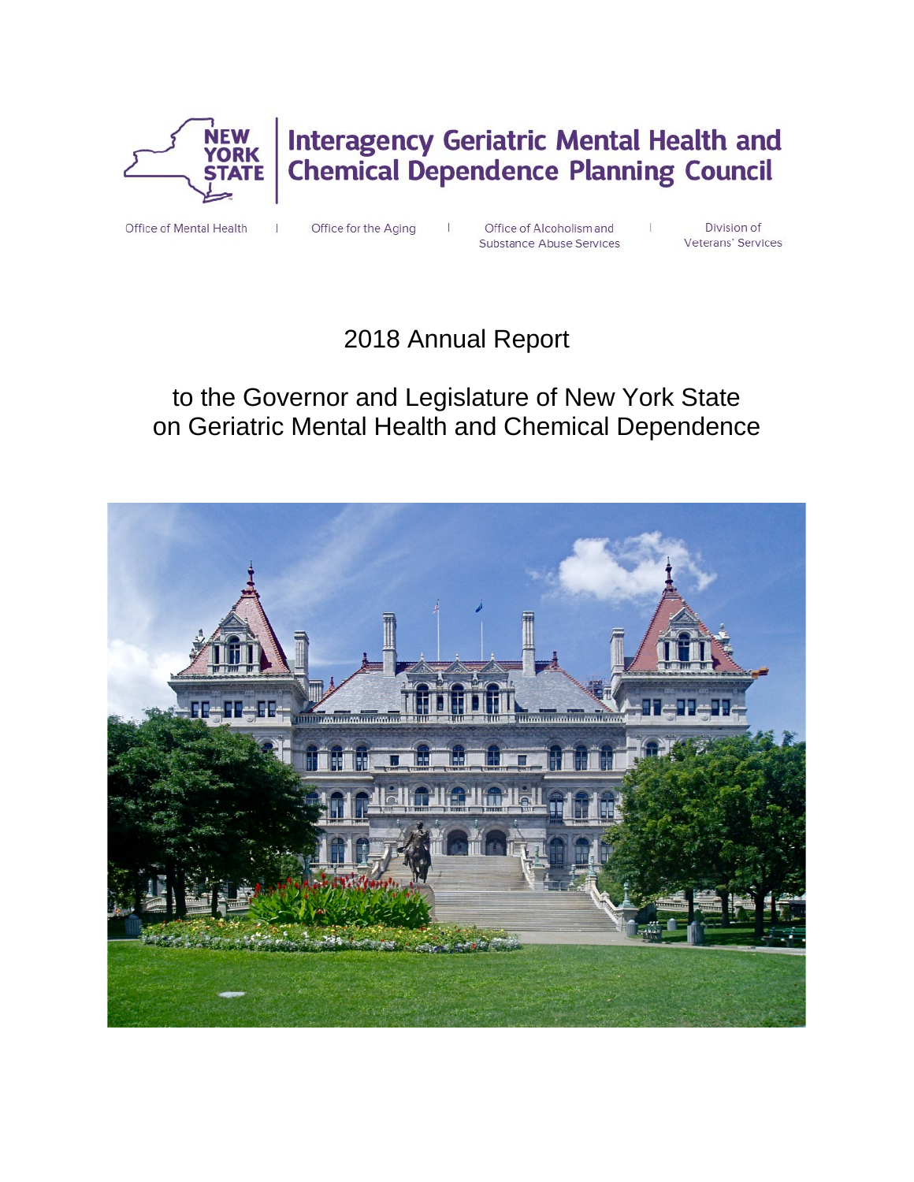NEW YORK STATE

# Interagency Geriatric Mental Health and Chemical Dependence Planning Council

Office of Mental Health | Office for the Aging | Office of Alcoholism and Substance Abuse Services | Division of Veterans' Services

## 2018 Annual Report

## to the Governor and Legislature of New York State on Geriatric Mental Health and Chemical Dependence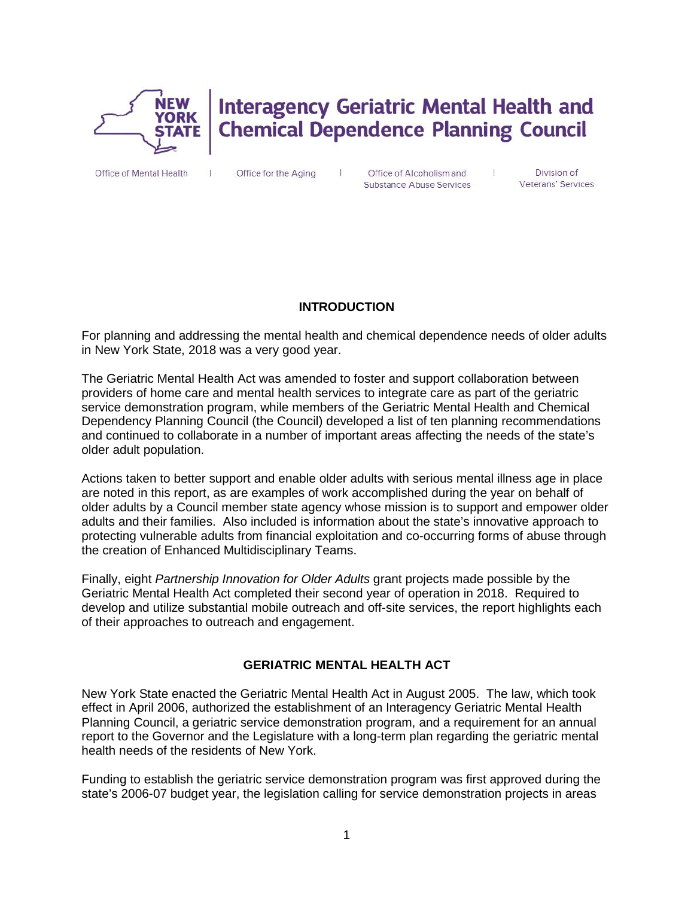# Interagency Geriatric Mental Health and Chemical Dependence Planning Council

Office of Mental Health | Office for the Aging | Office of Alcoholism and Substance Abuse Services | Division of Veterans' Services

## INTRODUCTION

For planning and addressing the mental health and chemical dependence needs of older adults in New York State, 2018 was a very good year.

The Geriatric Mental Health Act was amended to foster and support collaboration between providers of home care and mental health services to integrate care as part of the geriatric service demonstration program, while members of the Geriatric Mental Health and Chemical Dependency Planning Council (the Council) developed a list of ten planning recommendations and continued to collaborate in a number of important areas affecting the needs of the state's older adult population.

Actions taken to better support and enable older adults with serious mental illness age in place are noted in this report, as are examples of work accomplished during the year on behalf of older adults by a Council member state agency whose mission is to support and empower older adults and their families. Also included is information about the state's innovative approach to protecting vulnerable adults from financial exploitation and co-occurring forms of abuse through the creation of Enhanced Multidisciplinary Teams.

Finally, eight *Partnership Innovation for Older Adults* grant projects made possible by the Geriatric Mental Health Act completed their second year of operation in 2018. Required to develop and utilize substantial mobile outreach and off-site services, the report highlights each of their approaches to outreach and engagement.

## GERIATRIC MENTAL HEALTH ACT

New York State enacted the Geriatric Mental Health Act in August 2005. The law, which took effect in April 2006, authorized the establishment of an Interagency Geriatric Mental Health Planning Council, a geriatric service demonstration program, and a requirement for an annual report to the Governor and the Legislature with a long-term plan regarding the geriatric mental health needs of the residents of New York.

Funding to establish the geriatric service demonstration program was first approved during the state's 2006-07 budget year, the legislation calling for service demonstration projects in areas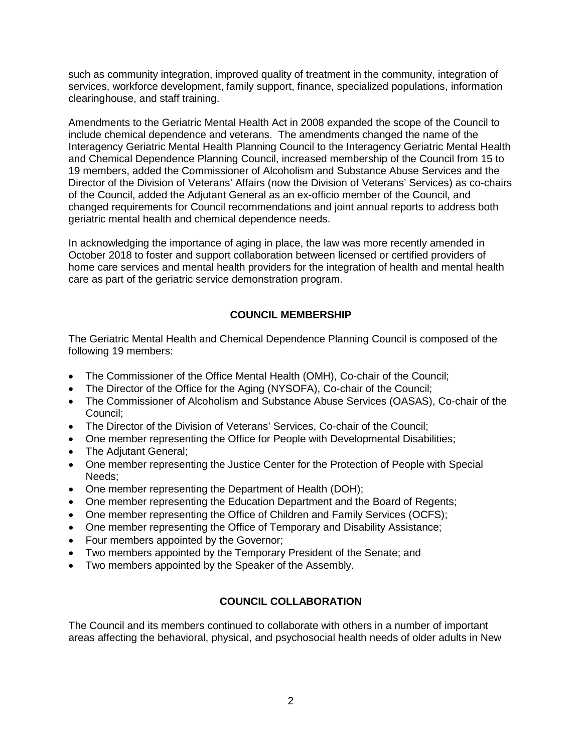such as community integration, improved quality of treatment in the community, integration of services, workforce development, family support, finance, specialized populations, information clearinghouse, and staff training.

Amendments to the Geriatric Mental Health Act in 2008 expanded the scope of the Council to include chemical dependence and veterans. The amendments changed the name of the Interagency Geriatric Mental Health Planning Council to the Interagency Geriatric Mental Health and Chemical Dependence Planning Council, increased membership of the Council from 15 to 19 members, added the Commissioner of Alcoholism and Substance Abuse Services and the Director of the Division of Veterans' Affairs (now the Division of Veterans' Services) as co-chairs of the Council, added the Adjutant General as an ex-officio member of the Council, and changed requirements for Council recommendations and joint annual reports to address both geriatric mental health and chemical dependence needs.

In acknowledging the importance of aging in place, the law was more recently amended in October 2018 to foster and support collaboration between licensed or certified providers of home care services and mental health providers for the integration of health and mental health care as part of the geriatric service demonstration program.

## COUNCIL MEMBERSHIP

The Geriatric Mental Health and Chemical Dependence Planning Council is composed of the following 19 members:

- The Commissioner of the Office Mental Health (OMH), Co-chair of the Council;
- The Director of the Office for the Aging (NYSOFA), Co-chair of the Council;
- The Commissioner of Alcoholism and Substance Abuse Services (OASAS), Co-chair of the Council;
- The Director of the Division of Veterans' Services, Co-chair of the Council;
- One member representing the Office for People with Developmental Disabilities;
- The Adjutant General;
- One member representing the Justice Center for the Protection of People with Special Needs;
- One member representing the Department of Health (DOH);
- One member representing the Education Department and the Board of Regents;
- One member representing the Office of Children and Family Services (OCFS);
- One member representing the Office of Temporary and Disability Assistance;
- Four members appointed by the Governor;
- Two members appointed by the Temporary President of the Senate; and
- Two members appointed by the Speaker of the Assembly.

## COUNCIL COLLABORATION

The Council and its members continued to collaborate with others in a number of important areas affecting the behavioral, physical, and psychosocial health needs of older adults in New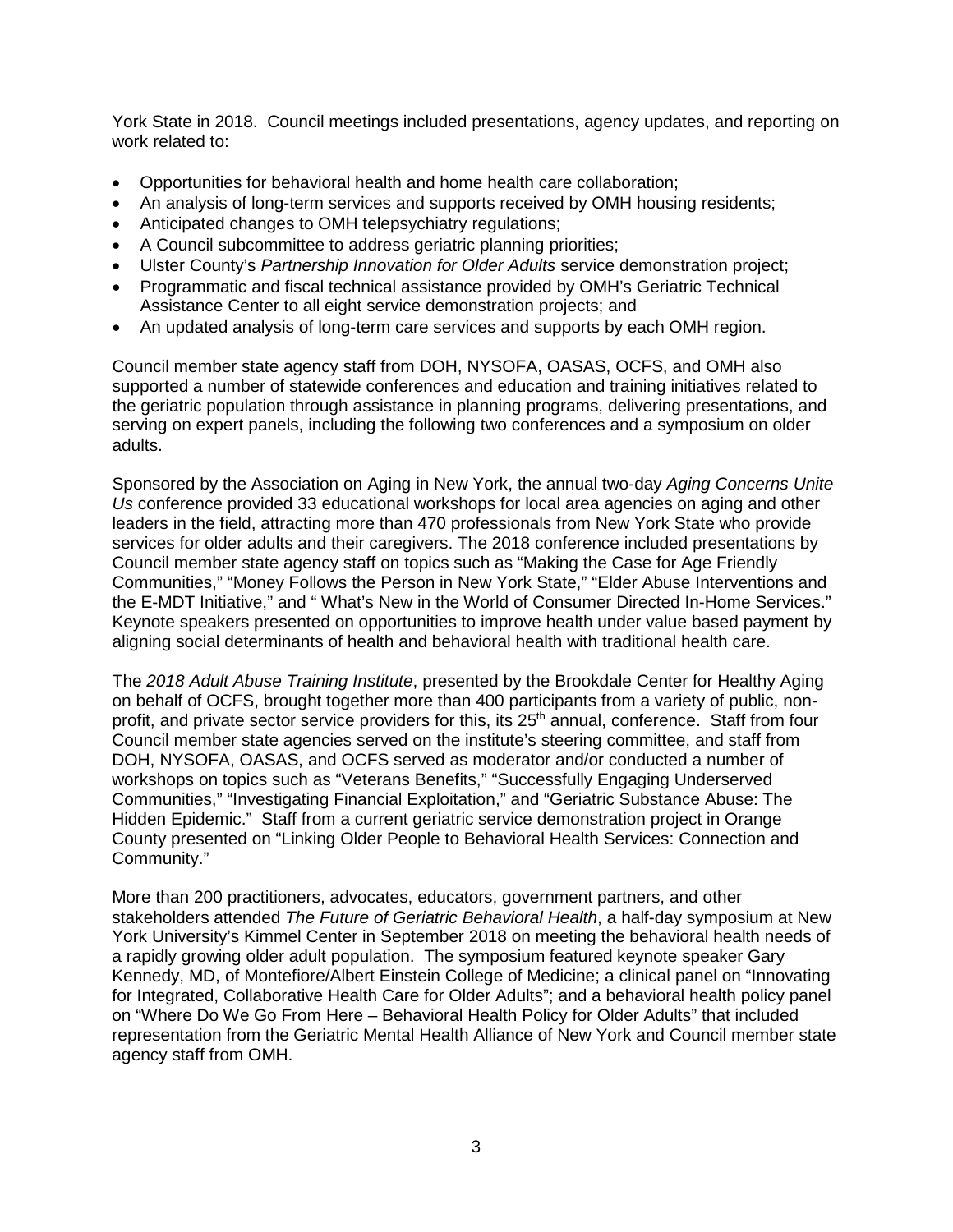York State in 2018. Council meetings included presentations, agency updates, and reporting on work related to:

- Opportunities for behavioral health and home health care collaboration;
- An analysis of long-term services and supports received by OMH housing residents;
- Anticipated changes to OMH telepsychiatry regulations;
- A Council subcommittee to address geriatric planning priorities;
- Ulster County's *Partnership Innovation for Older Adults* service demonstration project;
- Programmatic and fiscal technical assistance provided by OMH's Geriatric Technical Assistance Center to all eight service demonstration projects; and
- An updated analysis of long-term care services and supports by each OMH region.

Council member state agency staff from DOH, NYSOFA, OASAS, OCFS, and OMH also supported a number of statewide conferences and education and training initiatives related to the geriatric population through assistance in planning programs, delivering presentations, and serving on expert panels, including the following two conferences and a symposium on older adults.

Sponsored by the Association on Aging in New York, the annual two-day *Aging Concerns Unite Us* conference provided 33 educational workshops for local area agencies on aging and other leaders in the field, attracting more than 470 professionals from New York State who provide services for older adults and their caregivers. The 2018 conference included presentations by Council member state agency staff on topics such as "Making the Case for Age Friendly Communities," "Money Follows the Person in New York State," "Elder Abuse Interventions and the E-MDT Initiative," and " What's New in the World of Consumer Directed In-Home Services." Keynote speakers presented on opportunities to improve health under value based payment by aligning social determinants of health and behavioral health with traditional health care.

The *2018 Adult Abuse Training Institute*, presented by the Brookdale Center for Healthy Aging on behalf of OCFS, brought together more than 400 participants from a variety of public, non-profit, and private sector service providers for this, its 25th annual, conference. Staff from four Council member state agencies served on the institute's steering committee, and staff from DOH, NYSOFA, OASAS, and OCFS served as moderator and/or conducted a number of workshops on topics such as "Veterans Benefits," "Successfully Engaging Underserved Communities," "Investigating Financial Exploitation," and "Geriatric Substance Abuse: The Hidden Epidemic." Staff from a current geriatric service demonstration project in Orange County presented on "Linking Older People to Behavioral Health Services: Connection and Community."

More than 200 practitioners, advocates, educators, government partners, and other stakeholders attended *The Future of Geriatric Behavioral Health*, a half-day symposium at New York University's Kimmel Center in September 2018 on meeting the behavioral health needs of a rapidly growing older adult population. The symposium featured keynote speaker Gary Kennedy, MD, of Montefiore/Albert Einstein College of Medicine; a clinical panel on "Innovating for Integrated, Collaborative Health Care for Older Adults"; and a behavioral health policy panel on "Where Do We Go From Here – Behavioral Health Policy for Older Adults" that included representation from the Geriatric Mental Health Alliance of New York and Council member state agency staff from OMH.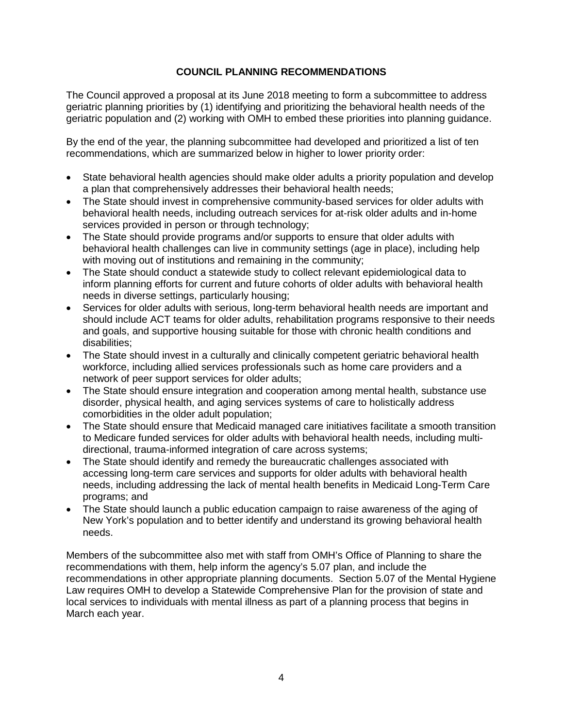## COUNCIL PLANNING RECOMMENDATIONS

The Council approved a proposal at its June 2018 meeting to form a subcommittee to address geriatric planning priorities by (1) identifying and prioritizing the behavioral health needs of the geriatric population and (2) working with OMH to embed these priorities into planning guidance.

By the end of the year, the planning subcommittee had developed and prioritized a list of ten recommendations, which are summarized below in higher to lower priority order:

- State behavioral health agencies should make older adults a priority population and develop a plan that comprehensively addresses their behavioral health needs;
- The State should invest in comprehensive community-based services for older adults with behavioral health needs, including outreach services for at-risk older adults and in-home services provided in person or through technology;
- The State should provide programs and/or supports to ensure that older adults with behavioral health challenges can live in community settings (age in place), including help with moving out of institutions and remaining in the community;
- The State should conduct a statewide study to collect relevant epidemiological data to inform planning efforts for current and future cohorts of older adults with behavioral health needs in diverse settings, particularly housing;
- Services for older adults with serious, long-term behavioral health needs are important and should include ACT teams for older adults, rehabilitation programs responsive to their needs and goals, and supportive housing suitable for those with chronic health conditions and disabilities;
- The State should invest in a culturally and clinically competent geriatric behavioral health workforce, including allied services professionals such as home care providers and a network of peer support services for older adults;
- The State should ensure integration and cooperation among mental health, substance use disorder, physical health, and aging services systems of care to holistically address comorbidities in the older adult population;
- The State should ensure that Medicaid managed care initiatives facilitate a smooth transition to Medicare funded services for older adults with behavioral health needs, including multi-directional, trauma-informed integration of care across systems;
- The State should identify and remedy the bureaucratic challenges associated with accessing long-term care services and supports for older adults with behavioral health needs, including addressing the lack of mental health benefits in Medicaid Long-Term Care programs; and
- The State should launch a public education campaign to raise awareness of the aging of New York's population and to better identify and understand its growing behavioral health needs.

Members of the subcommittee also met with staff from OMH's Office of Planning to share the recommendations with them, help inform the agency's 5.07 plan, and include the recommendations in other appropriate planning documents. Section 5.07 of the Mental Hygiene Law requires OMH to develop a Statewide Comprehensive Plan for the provision of state and local services to individuals with mental illness as part of a planning process that begins in March each year.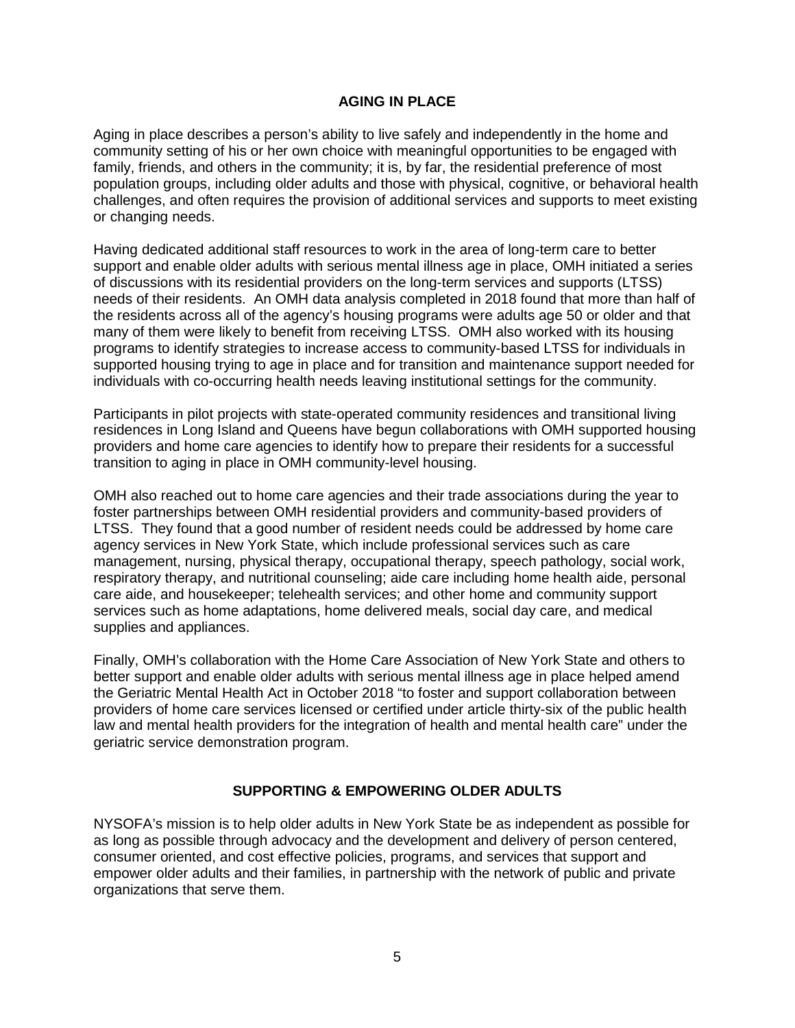## AGING IN PLACE

Aging in place describes a person's ability to live safely and independently in the home and community setting of his or her own choice with meaningful opportunities to be engaged with family, friends, and others in the community; it is, by far, the residential preference of most population groups, including older adults and those with physical, cognitive, or behavioral health challenges, and often requires the provision of additional services and supports to meet existing or changing needs.

Having dedicated additional staff resources to work in the area of long-term care to better support and enable older adults with serious mental illness age in place, OMH initiated a series of discussions with its residential providers on the long-term services and supports (LTSS) needs of their residents. An OMH data analysis completed in 2018 found that more than half of the residents across all of the agency's housing programs were adults age 50 or older and that many of them were likely to benefit from receiving LTSS. OMH also worked with its housing programs to identify strategies to increase access to community-based LTSS for individuals in supported housing trying to age in place and for transition and maintenance support needed for individuals with co-occurring health needs leaving institutional settings for the community.

Participants in pilot projects with state-operated community residences and transitional living residences in Long Island and Queens have begun collaborations with OMH supported housing providers and home care agencies to identify how to prepare their residents for a successful transition to aging in place in OMH community-level housing.

OMH also reached out to home care agencies and their trade associations during the year to foster partnerships between OMH residential providers and community-based providers of LTSS. They found that a good number of resident needs could be addressed by home care agency services in New York State, which include professional services such as care management, nursing, physical therapy, occupational therapy, speech pathology, social work, respiratory therapy, and nutritional counseling; aide care including home health aide, personal care aide, and housekeeper; telehealth services; and other home and community support services such as home adaptations, home delivered meals, social day care, and medical supplies and appliances.

Finally, OMH's collaboration with the Home Care Association of New York State and others to better support and enable older adults with serious mental illness age in place helped amend the Geriatric Mental Health Act in October 2018 "to foster and support collaboration between providers of home care services licensed or certified under article thirty-six of the public health law and mental health providers for the integration of health and mental health care" under the geriatric service demonstration program.

## SUPPORTING & EMPOWERING OLDER ADULTS

NYSOFA's mission is to help older adults in New York State be as independent as possible for as long as possible through advocacy and the development and delivery of person centered, consumer oriented, and cost effective policies, programs, and services that support and empower older adults and their families, in partnership with the network of public and private organizations that serve them.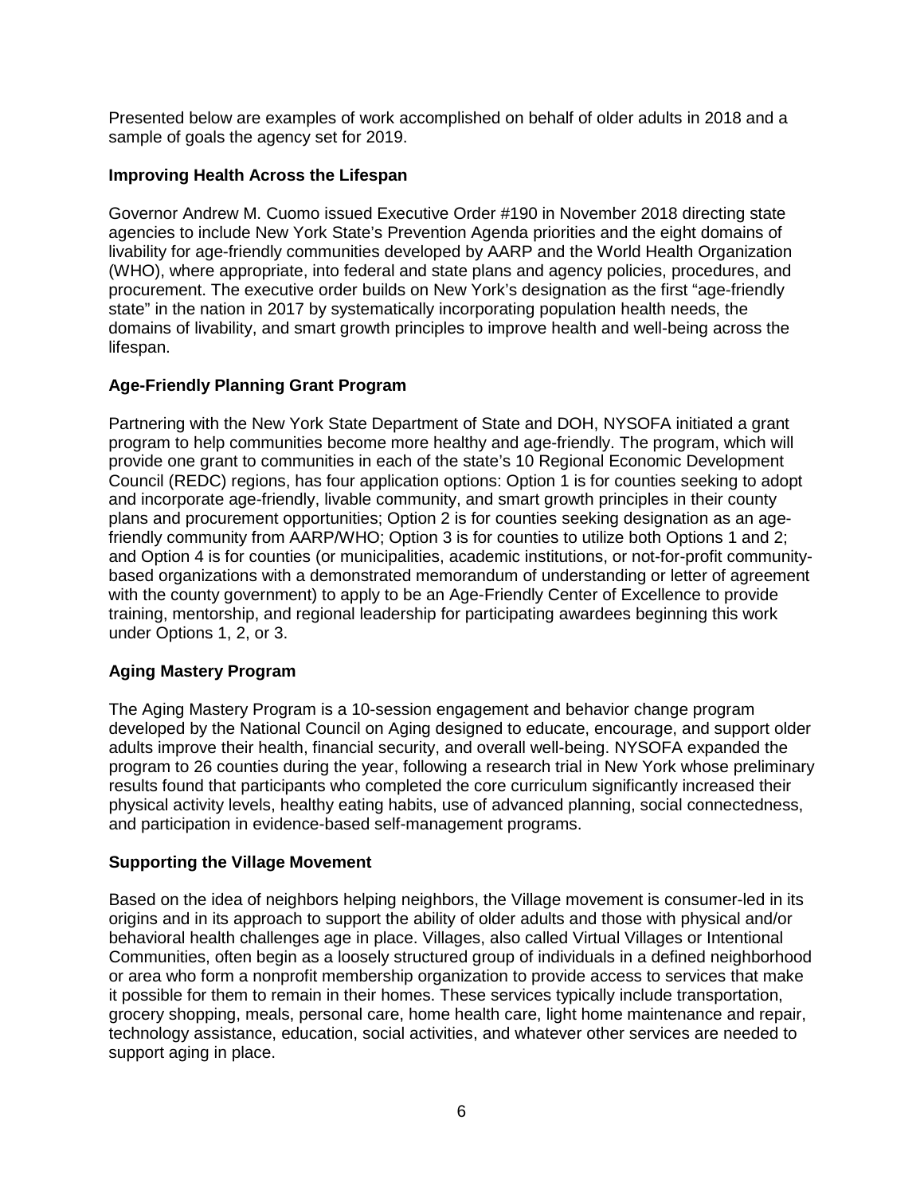Presented below are examples of work accomplished on behalf of older adults in 2018 and a sample of goals the agency set for 2019.

**Improving Health Across the Lifespan**

Governor Andrew M. Cuomo issued Executive Order #190 in November 2018 directing state agencies to include New York State's Prevention Agenda priorities and the eight domains of livability for age-friendly communities developed by AARP and the World Health Organization (WHO), where appropriate, into federal and state plans and agency policies, procedures, and procurement. The executive order builds on New York's designation as the first "age-friendly state" in the nation in 2017 by systematically incorporating population health needs, the domains of livability, and smart growth principles to improve health and well-being across the lifespan.

**Age-Friendly Planning Grant Program**

Partnering with the New York State Department of State and DOH, NYSOFA initiated a grant program to help communities become more healthy and age-friendly. The program, which will provide one grant to communities in each of the state's 10 Regional Economic Development Council (REDC) regions, has four application options: Option 1 is for counties seeking to adopt and incorporate age-friendly, livable community, and smart growth principles in their county plans and procurement opportunities; Option 2 is for counties seeking designation as an age-friendly community from AARP/WHO; Option 3 is for counties to utilize both Options 1 and 2; and Option 4 is for counties (or municipalities, academic institutions, or not-for-profit community-based organizations with a demonstrated memorandum of understanding or letter of agreement with the county government) to apply to be an Age-Friendly Center of Excellence to provide training, mentorship, and regional leadership for participating awardees beginning this work under Options 1, 2, or 3.

**Aging Mastery Program**

The Aging Mastery Program is a 10-session engagement and behavior change program developed by the National Council on Aging designed to educate, encourage, and support older adults improve their health, financial security, and overall well-being. NYSOFA expanded the program to 26 counties during the year, following a research trial in New York whose preliminary results found that participants who completed the core curriculum significantly increased their physical activity levels, healthy eating habits, use of advanced planning, social connectedness, and participation in evidence-based self-management programs.

**Supporting the Village Movement**

Based on the idea of neighbors helping neighbors, the Village movement is consumer-led in its origins and in its approach to support the ability of older adults and those with physical and/or behavioral health challenges age in place. Villages, also called Virtual Villages or Intentional Communities, often begin as a loosely structured group of individuals in a defined neighborhood or area who form a nonprofit membership organization to provide access to services that make it possible for them to remain in their homes. These services typically include transportation, grocery shopping, meals, personal care, home health care, light home maintenance and repair, technology assistance, education, social activities, and whatever other services are needed to support aging in place.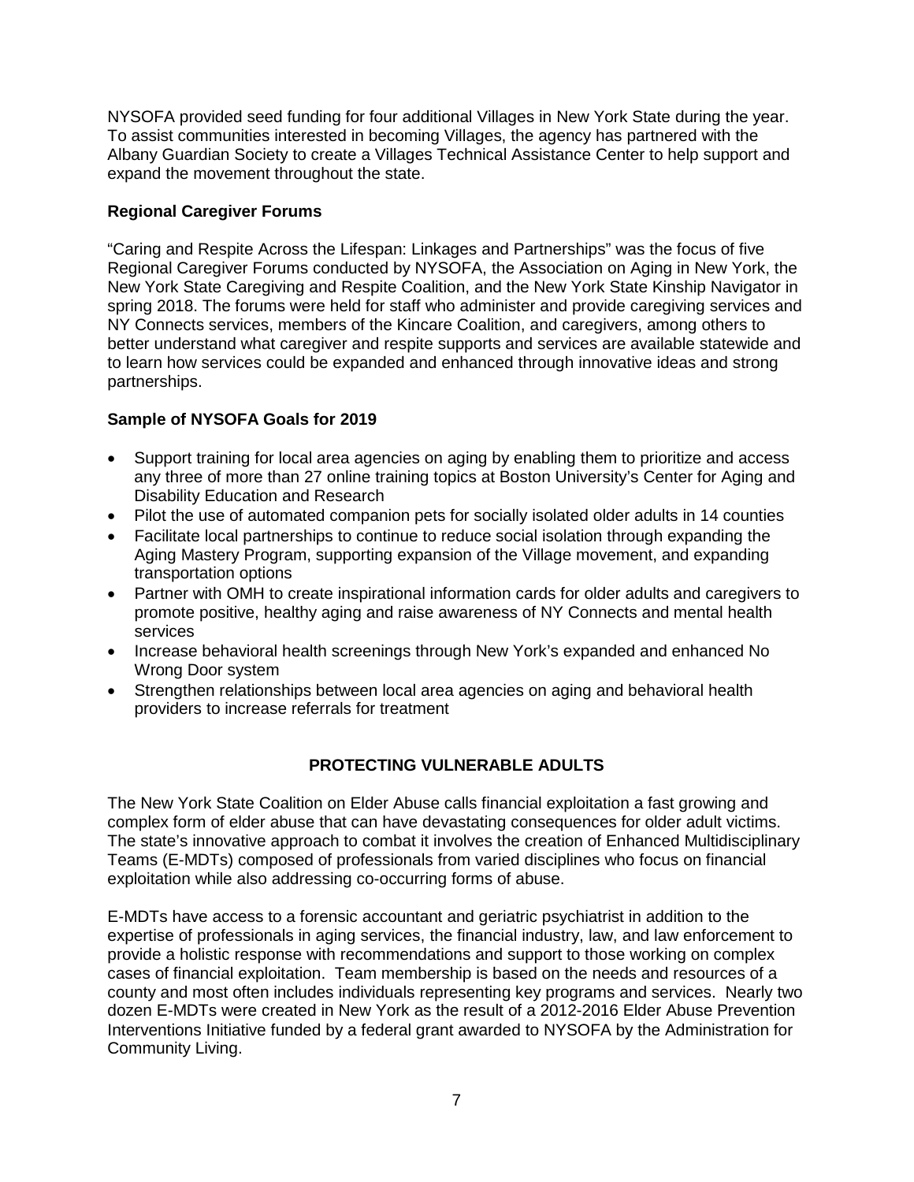NYSOFA provided seed funding for four additional Villages in New York State during the year. To assist communities interested in becoming Villages, the agency has partnered with the Albany Guardian Society to create a Villages Technical Assistance Center to help support and expand the movement throughout the state.

### Regional Caregiver Forums

"Caring and Respite Across the Lifespan: Linkages and Partnerships" was the focus of five Regional Caregiver Forums conducted by NYSOFA, the Association on Aging in New York, the New York State Caregiving and Respite Coalition, and the New York State Kinship Navigator in spring 2018. The forums were held for staff who administer and provide caregiving services and NY Connects services, members of the Kincare Coalition, and caregivers, among others to better understand what caregiver and respite supports and services are available statewide and to learn how services could be expanded and enhanced through innovative ideas and strong partnerships.

### Sample of NYSOFA Goals for 2019

- Support training for local area agencies on aging by enabling them to prioritize and access any three of more than 27 online training topics at Boston University's Center for Aging and Disability Education and Research
- Pilot the use of automated companion pets for socially isolated older adults in 14 counties
- Facilitate local partnerships to continue to reduce social isolation through expanding the Aging Mastery Program, supporting expansion of the Village movement, and expanding transportation options
- Partner with OMH to create inspirational information cards for older adults and caregivers to promote positive, healthy aging and raise awareness of NY Connects and mental health services
- Increase behavioral health screenings through New York's expanded and enhanced No Wrong Door system
- Strengthen relationships between local area agencies on aging and behavioral health providers to increase referrals for treatment

## PROTECTING VULNERABLE ADULTS

The New York State Coalition on Elder Abuse calls financial exploitation a fast growing and complex form of elder abuse that can have devastating consequences for older adult victims. The state's innovative approach to combat it involves the creation of Enhanced Multidisciplinary Teams (E-MDTs) composed of professionals from varied disciplines who focus on financial exploitation while also addressing co-occurring forms of abuse.

E-MDTs have access to a forensic accountant and geriatric psychiatrist in addition to the expertise of professionals in aging services, the financial industry, law, and law enforcement to provide a holistic response with recommendations and support to those working on complex cases of financial exploitation. Team membership is based on the needs and resources of a county and most often includes individuals representing key programs and services. Nearly two dozen E-MDTs were created in New York as the result of a 2012-2016 Elder Abuse Prevention Interventions Initiative funded by a federal grant awarded to NYSOFA by the Administration for Community Living.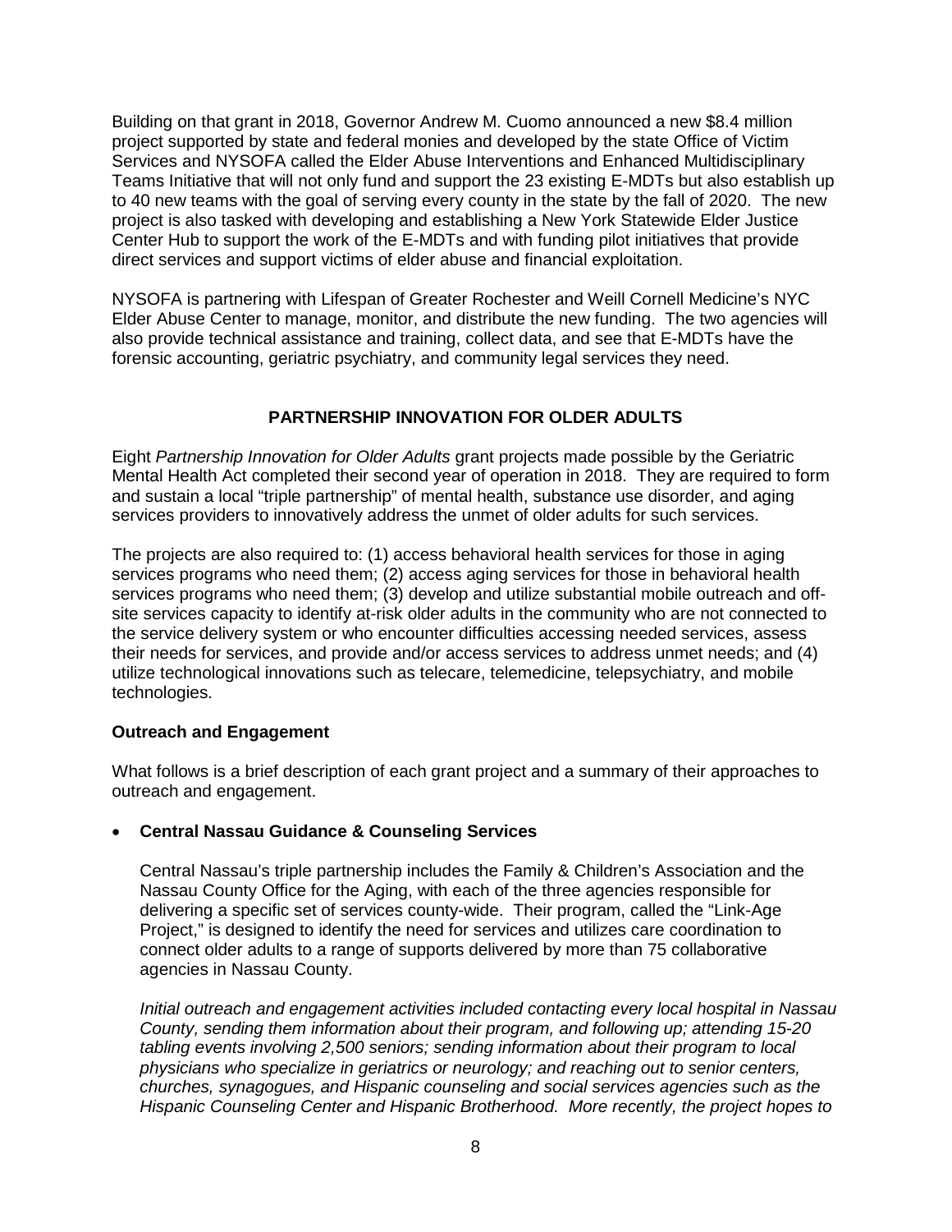Building on that grant in 2018, Governor Andrew M. Cuomo announced a new $8.4 million project supported by state and federal monies and developed by the state Office of Victim Services and NYSOFA called the Elder Abuse Interventions and Enhanced Multidisciplinary Teams Initiative that will not only fund and support the 23 existing E-MDTs but also establish up to 40 new teams with the goal of serving every county in the state by the fall of 2020. The new project is also tasked with developing and establishing a New York Statewide Elder Justice Center Hub to support the work of the E-MDTs and with funding pilot initiatives that provide direct services and support victims of elder abuse and financial exploitation.

NYSOFA is partnering with Lifespan of Greater Rochester and Weill Cornell Medicine's NYC Elder Abuse Center to manage, monitor, and distribute the new funding. The two agencies will also provide technical assistance and training, collect data, and see that E-MDTs have the forensic accounting, geriatric psychiatry, and community legal services they need.

## PARTNERSHIP INNOVATION FOR OLDER ADULTS

Eight *Partnership Innovation for Older Adults* grant projects made possible by the Geriatric Mental Health Act completed their second year of operation in 2018. They are required to form and sustain a local "triple partnership" of mental health, substance use disorder, and aging services providers to innovatively address the unmet of older adults for such services.

The projects are also required to: (1) access behavioral health services for those in aging services programs who need them; (2) access aging services for those in behavioral health services programs who need them; (3) develop and utilize substantial mobile outreach and off-site services capacity to identify at-risk older adults in the community who are not connected to the service delivery system or who encounter difficulties accessing needed services, assess their needs for services, and provide and/or access services to address unmet needs; and (4) utilize technological innovations such as telecare, telemedicine, telepsychiatry, and mobile technologies.

### Outreach and Engagement

What follows is a brief description of each grant project and a summary of their approaches to outreach and engagement.

- **Central Nassau Guidance & Counseling Services**

  Central Nassau's triple partnership includes the Family & Children's Association and the Nassau County Office for the Aging, with each of the three agencies responsible for delivering a specific set of services county-wide. Their program, called the "Link-Age Project," is designed to identify the need for services and utilizes care coordination to connect older adults to a range of supports delivered by more than 75 collaborative agencies in Nassau County.

  *Initial outreach and engagement activities included contacting every local hospital in Nassau County, sending them information about their program, and following up; attending 15-20 tabling events involving 2,500 seniors; sending information about their program to local physicians who specialize in geriatrics or neurology; and reaching out to senior centers, churches, synagogues, and Hispanic counseling and social services agencies such as the Hispanic Counseling Center and Hispanic Brotherhood. More recently, the project hopes to*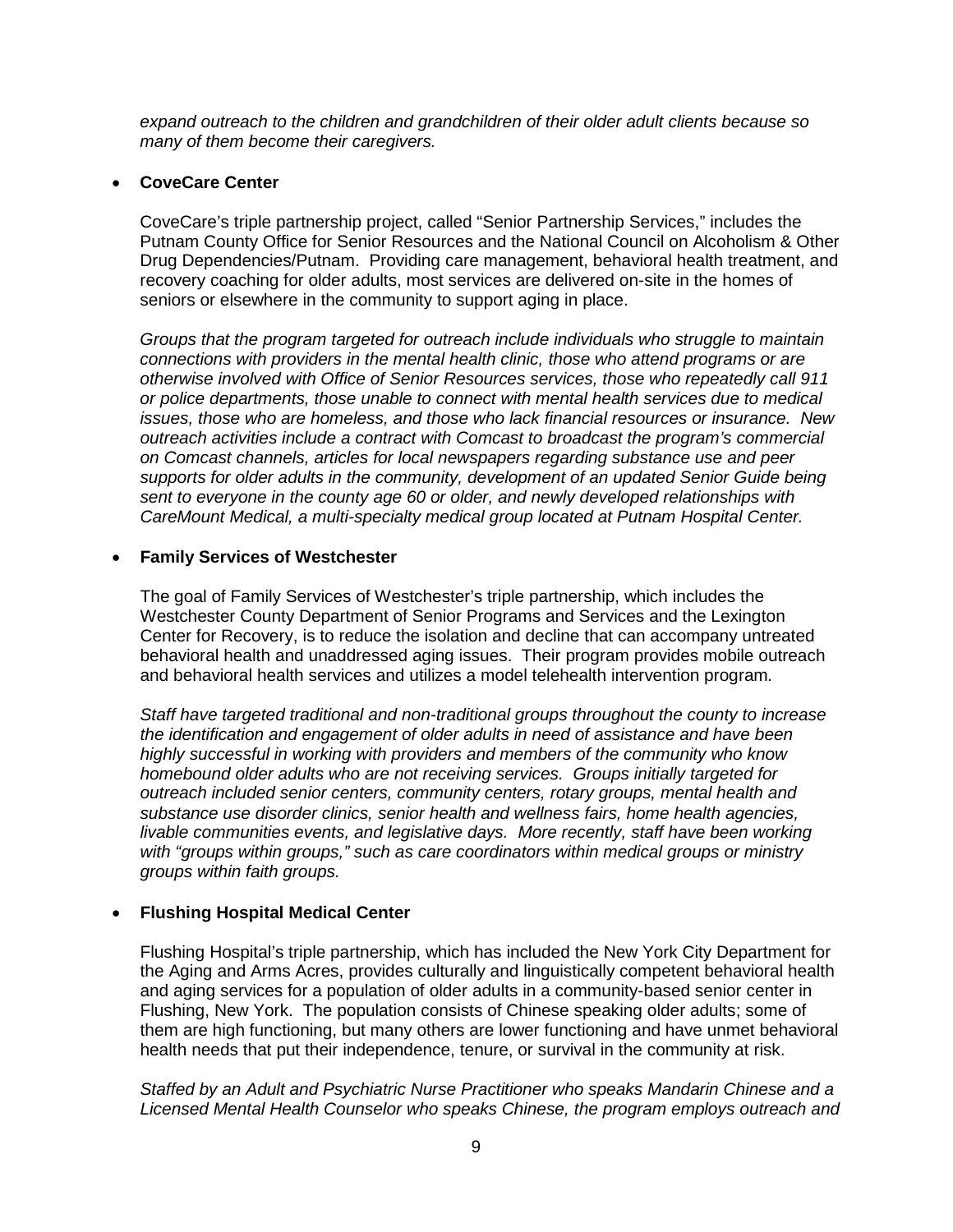*expand outreach to the children and grandchildren of their older adult clients because so many of them become their caregivers.*

- **CoveCare Center**

  CoveCare's triple partnership project, called "Senior Partnership Services," includes the Putnam County Office for Senior Resources and the National Council on Alcoholism & Other Drug Dependencies/Putnam. Providing care management, behavioral health treatment, and recovery coaching for older adults, most services are delivered on-site in the homes of seniors or elsewhere in the community to support aging in place.

  *Groups that the program targeted for outreach include individuals who struggle to maintain connections with providers in the mental health clinic, those who attend programs or are otherwise involved with Office of Senior Resources services, those who repeatedly call 911 or police departments, those unable to connect with mental health services due to medical issues, those who are homeless, and those who lack financial resources or insurance. New outreach activities include a contract with Comcast to broadcast the program's commercial on Comcast channels, articles for local newspapers regarding substance use and peer supports for older adults in the community, development of an updated Senior Guide being sent to everyone in the county age 60 or older, and newly developed relationships with CareMount Medical, a multi-specialty medical group located at Putnam Hospital Center.*

- **Family Services of Westchester**

  The goal of Family Services of Westchester's triple partnership, which includes the Westchester County Department of Senior Programs and Services and the Lexington Center for Recovery, is to reduce the isolation and decline that can accompany untreated behavioral health and unaddressed aging issues. Their program provides mobile outreach and behavioral health services and utilizes a model telehealth intervention program.

  *Staff have targeted traditional and non-traditional groups throughout the county to increase the identification and engagement of older adults in need of assistance and have been highly successful in working with providers and members of the community who know homebound older adults who are not receiving services. Groups initially targeted for outreach included senior centers, community centers, rotary groups, mental health and substance use disorder clinics, senior health and wellness fairs, home health agencies, livable communities events, and legislative days. More recently, staff have been working with "groups within groups," such as care coordinators within medical groups or ministry groups within faith groups.*

- **Flushing Hospital Medical Center**

  Flushing Hospital's triple partnership, which has included the New York City Department for the Aging and Arms Acres, provides culturally and linguistically competent behavioral health and aging services for a population of older adults in a community-based senior center in Flushing, New York. The population consists of Chinese speaking older adults; some of them are high functioning, but many others are lower functioning and have unmet behavioral health needs that put their independence, tenure, or survival in the community at risk.

  *Staffed by an Adult and Psychiatric Nurse Practitioner who speaks Mandarin Chinese and a Licensed Mental Health Counselor who speaks Chinese, the program employs outreach and*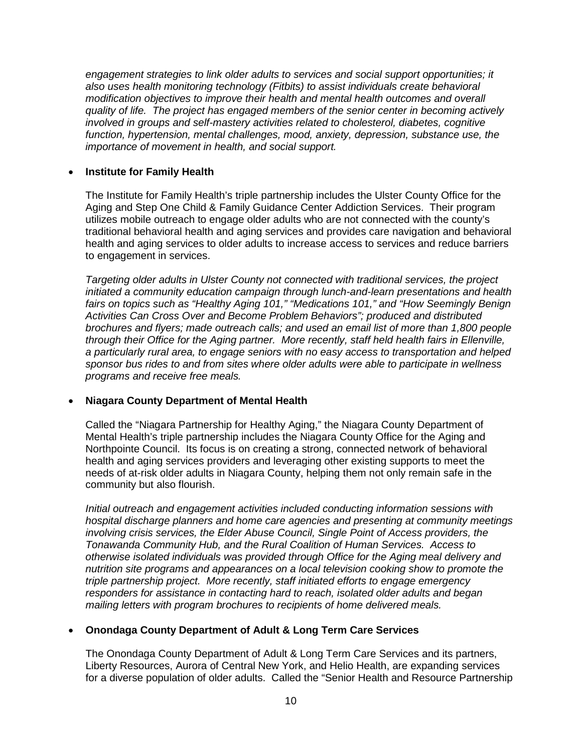*engagement strategies to link older adults to services and social support opportunities; it also uses health monitoring technology (Fitbits) to assist individuals create behavioral modification objectives to improve their health and mental health outcomes and overall quality of life. The project has engaged members of the senior center in becoming actively involved in groups and self-mastery activities related to cholesterol, diabetes, cognitive function, hypertension, mental challenges, mood, anxiety, depression, substance use, the importance of movement in health, and social support.*

- **Institute for Family Health**

  The Institute for Family Health's triple partnership includes the Ulster County Office for the Aging and Step One Child & Family Guidance Center Addiction Services. Their program utilizes mobile outreach to engage older adults who are not connected with the county's traditional behavioral health and aging services and provides care navigation and behavioral health and aging services to older adults to increase access to services and reduce barriers to engagement in services.

  *Targeting older adults in Ulster County not connected with traditional services, the project initiated a community education campaign through lunch-and-learn presentations and health fairs on topics such as "Healthy Aging 101," "Medications 101," and "How Seemingly Benign Activities Can Cross Over and Become Problem Behaviors"; produced and distributed brochures and flyers; made outreach calls; and used an email list of more than 1,800 people through their Office for the Aging partner. More recently, staff held health fairs in Ellenville, a particularly rural area, to engage seniors with no easy access to transportation and helped sponsor bus rides to and from sites where older adults were able to participate in wellness programs and receive free meals.*

- **Niagara County Department of Mental Health**

  Called the "Niagara Partnership for Healthy Aging," the Niagara County Department of Mental Health's triple partnership includes the Niagara County Office for the Aging and Northpointe Council. Its focus is on creating a strong, connected network of behavioral health and aging services providers and leveraging other existing supports to meet the needs of at-risk older adults in Niagara County, helping them not only remain safe in the community but also flourish.

  *Initial outreach and engagement activities included conducting information sessions with hospital discharge planners and home care agencies and presenting at community meetings involving crisis services, the Elder Abuse Council, Single Point of Access providers, the Tonawanda Community Hub, and the Rural Coalition of Human Services. Access to otherwise isolated individuals was provided through Office for the Aging meal delivery and nutrition site programs and appearances on a local television cooking show to promote the triple partnership project. More recently, staff initiated efforts to engage emergency responders for assistance in contacting hard to reach, isolated older adults and began mailing letters with program brochures to recipients of home delivered meals.*

- **Onondaga County Department of Adult & Long Term Care Services**

  The Onondaga County Department of Adult & Long Term Care Services and its partners, Liberty Resources, Aurora of Central New York, and Helio Health, are expanding services for a diverse population of older adults. Called the "Senior Health and Resource Partnership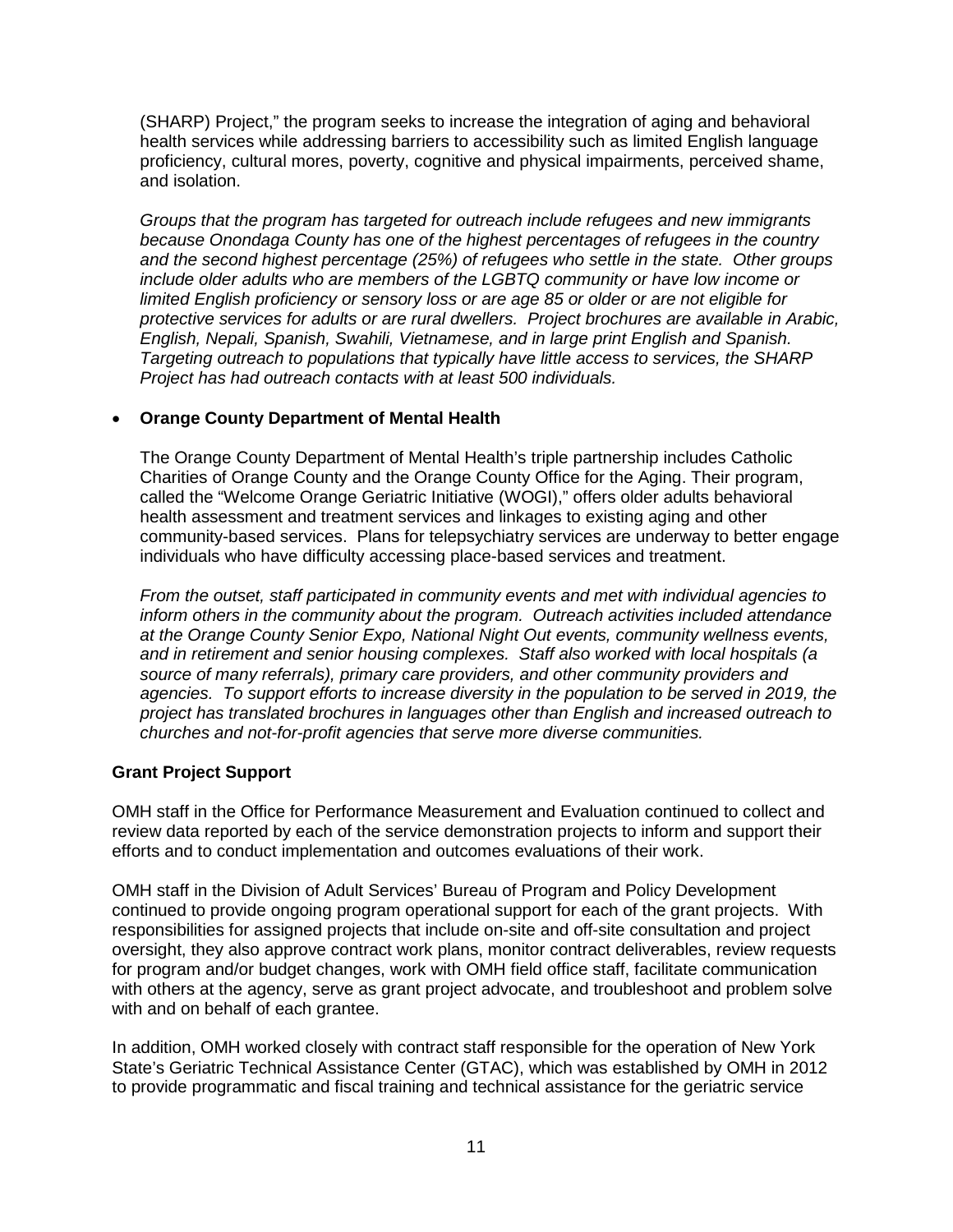(SHARP) Project," the program seeks to increase the integration of aging and behavioral health services while addressing barriers to accessibility such as limited English language proficiency, cultural mores, poverty, cognitive and physical impairments, perceived shame, and isolation.

*Groups that the program has targeted for outreach include refugees and new immigrants because Onondaga County has one of the highest percentages of refugees in the country and the second highest percentage (25%) of refugees who settle in the state. Other groups include older adults who are members of the LGBTQ community or have low income or limited English proficiency or sensory loss or are age 85 or older or are not eligible for protective services for adults or are rural dwellers. Project brochures are available in Arabic, English, Nepali, Spanish, Swahili, Vietnamese, and in large print English and Spanish. Targeting outreach to populations that typically have little access to services, the SHARP Project has had outreach contacts with at least 500 individuals.*

- **Orange County Department of Mental Health**

  The Orange County Department of Mental Health's triple partnership includes Catholic Charities of Orange County and the Orange County Office for the Aging. Their program, called the "Welcome Orange Geriatric Initiative (WOGI)," offers older adults behavioral health assessment and treatment services and linkages to existing aging and other community-based services. Plans for telepsychiatry services are underway to better engage individuals who have difficulty accessing place-based services and treatment.

  *From the outset, staff participated in community events and met with individual agencies to inform others in the community about the program. Outreach activities included attendance at the Orange County Senior Expo, National Night Out events, community wellness events, and in retirement and senior housing complexes. Staff also worked with local hospitals (a source of many referrals), primary care providers, and other community providers and agencies. To support efforts to increase diversity in the population to be served in 2019, the project has translated brochures in languages other than English and increased outreach to churches and not-for-profit agencies that serve more diverse communities.*

**Grant Project Support**

OMH staff in the Office for Performance Measurement and Evaluation continued to collect and review data reported by each of the service demonstration projects to inform and support their efforts and to conduct implementation and outcomes evaluations of their work.

OMH staff in the Division of Adult Services' Bureau of Program and Policy Development continued to provide ongoing program operational support for each of the grant projects. With responsibilities for assigned projects that include on-site and off-site consultation and project oversight, they also approve contract work plans, monitor contract deliverables, review requests for program and/or budget changes, work with OMH field office staff, facilitate communication with others at the agency, serve as grant project advocate, and troubleshoot and problem solve with and on behalf of each grantee.

In addition, OMH worked closely with contract staff responsible for the operation of New York State's Geriatric Technical Assistance Center (GTAC), which was established by OMH in 2012 to provide programmatic and fiscal training and technical assistance for the geriatric service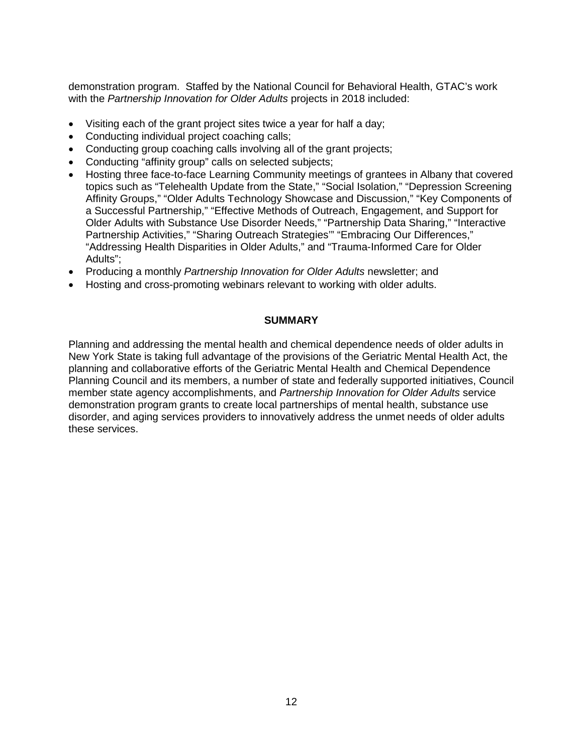demonstration program. Staffed by the National Council for Behavioral Health, GTAC's work with the *Partnership Innovation for Older Adults* projects in 2018 included:

- Visiting each of the grant project sites twice a year for half a day;
- Conducting individual project coaching calls;
- Conducting group coaching calls involving all of the grant projects;
- Conducting "affinity group" calls on selected subjects;
- Hosting three face-to-face Learning Community meetings of grantees in Albany that covered topics such as "Telehealth Update from the State," "Social Isolation," "Depression Screening Affinity Groups," "Older Adults Technology Showcase and Discussion," "Key Components of a Successful Partnership," "Effective Methods of Outreach, Engagement, and Support for Older Adults with Substance Use Disorder Needs," "Partnership Data Sharing," "Interactive Partnership Activities," "Sharing Outreach Strategies'" "Embracing Our Differences," "Addressing Health Disparities in Older Adults," and "Trauma-Informed Care for Older Adults";
- Producing a monthly *Partnership Innovation for Older Adults* newsletter; and
- Hosting and cross-promoting webinars relevant to working with older adults.

## SUMMARY

Planning and addressing the mental health and chemical dependence needs of older adults in New York State is taking full advantage of the provisions of the Geriatric Mental Health Act, the planning and collaborative efforts of the Geriatric Mental Health and Chemical Dependence Planning Council and its members, a number of state and federally supported initiatives, Council member state agency accomplishments, and *Partnership Innovation for Older Adults* service demonstration program grants to create local partnerships of mental health, substance use disorder, and aging services providers to innovatively address the unmet needs of older adults these services.